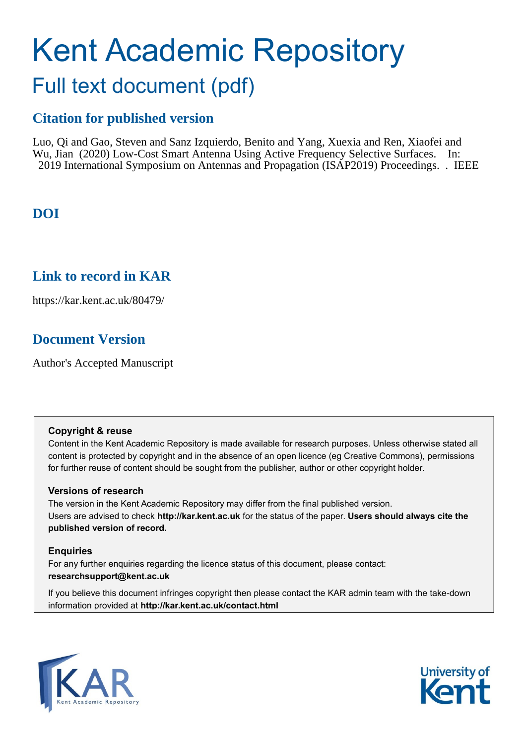# Kent Academic Repository

## Full text document (pdf)

### Citation for published version

Luo, Qi and Gao, Steven and Sanz Izquierdo, Benito and Yang, Xuexia and Ren, Xiaofei and Wu, Jian (2020) Low-Cost Smart Antenna Using Active Frequency Selective Surfaces. In: 2019 International Symposium on Antennas and Propagation (ISAP2019) Proceedings. . IEEE

### DOI

### Link to record in KAR

https://kar.kent.ac.uk/80479/

### Document Version

Author's Accepted Manuscript

**Copyright & reuse**

Content in the Kent Academic Repository is made available for research purposes. Unless otherwise stated all content is protected by copyright and in the absence of an open licence (eg Creative Commons), permissions for further reuse of content should be sought from the publisher, author or other copyright holder.

**Versions of research**

The version in the Kent Academic Repository may differ from the final published version. Users are advised to check **http://kar.kent.ac.uk** for the status of the paper. **Users should always cite the published version of record.**

**Enquiries**

For any further enquiries regarding the licence status of this document, please contact: **researchsupport@kent.ac.uk**

If you believe this document infringes copyright then please contact the KAR admin team with the take-down information provided at **http://kar.kent.ac.uk/contact.html**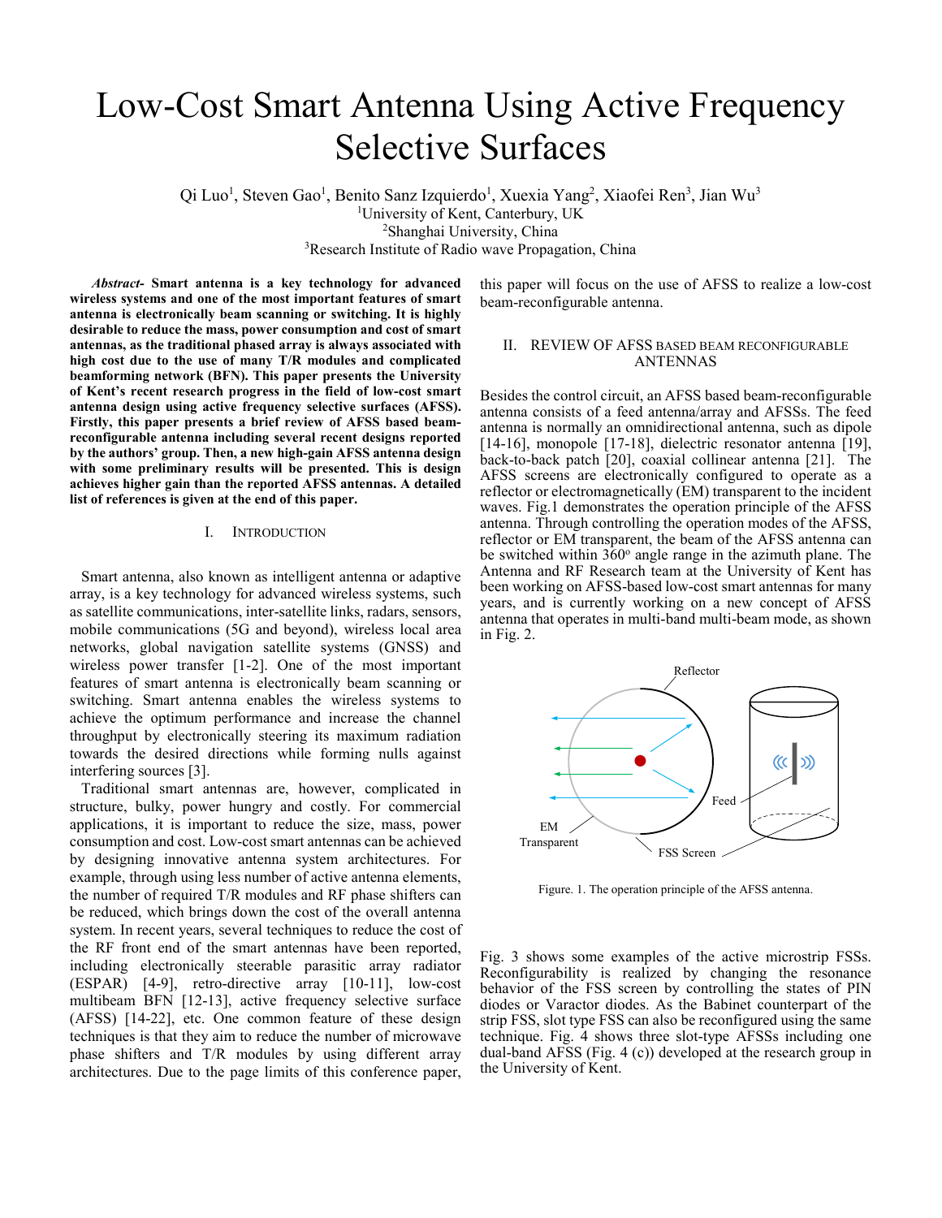# Low-Cost Smart Antenna Using Active Frequency Selective Surfaces

Qi Luo[1], Steven Gao[1], Benito Sanz Izquierdo[1], Xuexia Yang[2], Xiaofei Ren[3], Jian Wu[3]

[1]University of Kent, Canterbury, UK

[2]Shanghai University, China

[3]Research Institute of Radio wave Propagation, China

***Abstract-*** **Smart antenna is a key technology for advanced wireless systems and one of the most important features of smart antenna is electronically beam scanning or switching. It is highly desirable to reduce the mass, power consumption and cost of smart antennas, as the traditional phased array is always associated with high cost due to the use of many T/R modules and complicated beamforming network (BFN). This paper presents the University of Kent's recent research progress in the field of low-cost smart antenna design using active frequency selective surfaces (AFSS). Firstly, this paper presents a brief review of AFSS based beam-reconfigurable antenna including several recent designs reported by the authors' group. Then, a new high-gain AFSS antenna design with some preliminary results will be presented. This is design achieves higher gain than the reported AFSS antennas. A detailed list of references is given at the end of this paper.**

## I. Introduction

Smart antenna, also known as intelligent antenna or adaptive array, is a key technology for advanced wireless systems, such as satellite communications, inter-satellite links, radars, sensors, mobile communications (5G and beyond), wireless local area networks, global navigation satellite systems (GNSS) and wireless power transfer [1-2]. One of the most important features of smart antenna is electronically beam scanning or switching. Smart antenna enables the wireless systems to achieve the optimum performance and increase the channel throughput by electronically steering its maximum radiation towards the desired directions while forming nulls against interfering sources [3].

Traditional smart antennas are, however, complicated in structure, bulky, power hungry and costly. For commercial applications, it is important to reduce the size, mass, power consumption and cost. Low-cost smart antennas can be achieved by designing innovative antenna system architectures. For example, through using less number of active antenna elements, the number of required T/R modules and RF phase shifters can be reduced, which brings down the cost of the overall antenna system. In recent years, several techniques to reduce the cost of the RF front end of the smart antennas have been reported, including electronically steerable parasitic array radiator (ESPAR) [4-9], retro-directive array [10-11], low-cost multibeam BFN [12-13], active frequency selective surface (AFSS) [14-22], etc. One common feature of these design techniques is that they aim to reduce the number of microwave phase shifters and T/R modules by using different array architectures. Due to the page limits of this conference paper, this paper will focus on the use of AFSS to realize a low-cost beam-reconfigurable antenna.

## II. Review of AFSS based Beam Reconfigurable Antennas

Besides the control circuit, an AFSS based beam-reconfigurable antenna consists of a feed antenna/array and AFSSs. The feed antenna is normally an omnidirectional antenna, such as dipole [14-16], monopole [17-18], dielectric resonator antenna [19], back-to-back patch [20], coaxial collinear antenna [21]. The AFSS screens are electronically configured to operate as a reflector or electromagnetically (EM) transparent to the incident waves. Fig.1 demonstrates the operation principle of the AFSS antenna. Through controlling the operation modes of the AFSS, reflector or EM transparent, the beam of the AFSS antenna can be switched within 360° angle range in the azimuth plane. The Antenna and RF Research team at the University of Kent has been working on AFSS-based low-cost smart antennas for many years, and is currently working on a new concept of AFSS antenna that operates in multi-band multi-beam mode, as shown in Fig. 2.

Figure. 1. The operation principle of the AFSS antenna.

Fig. 3 shows some examples of the active microstrip FSSs. Reconfigurability is realized by changing the resonance behavior of the FSS screen by controlling the states of PIN diodes or Varactor diodes. As the Babinet counterpart of the strip FSS, slot type FSS can also be reconfigured using the same technique. Fig. 4 shows three slot-type AFSSs including one dual-band AFSS (Fig. 4 (c)) developed at the research group in the University of Kent.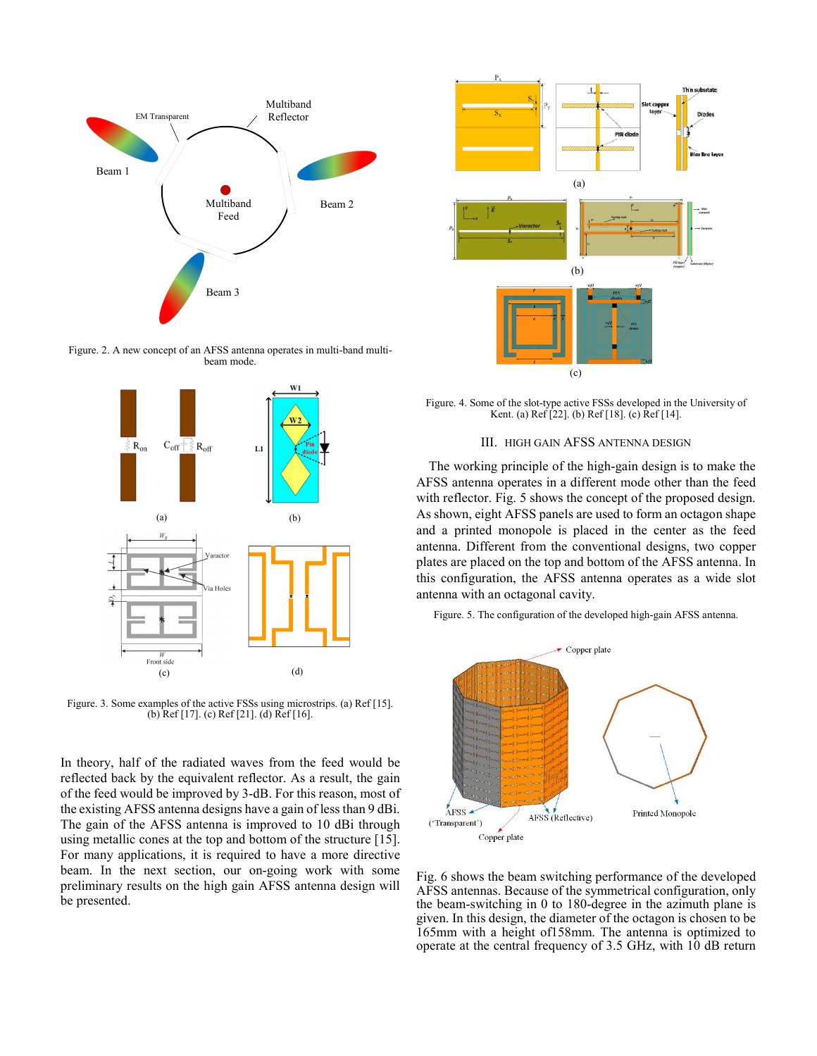Figure. 2. A new concept of an AFSS antenna operates in multi-band multi-beam mode.

Figure. 3. Some examples of the active FSSs using microstrips. (a) Ref [15]. (b) Ref [17]. (c) Ref [21]. (d) Ref [16].

In theory, half of the radiated waves from the feed would be reflected back by the equivalent reflector. As a result, the gain of the feed would be improved by 3-dB. For this reason, most of the existing AFSS antenna designs have a gain of less than 9 dBi. The gain of the AFSS antenna is improved to 10 dBi through using metallic cones at the top and bottom of the structure [15]. For many applications, it is required to have a more directive beam. In the next section, our on-going work with some preliminary results on the high gain AFSS antenna design will be presented.

Figure. 4. Some of the slot-type active FSSs developed in the University of Kent. (a) Ref [22]. (b) Ref [18]. (c) Ref [14].

## III. HIGH GAIN AFSS ANTENNA DESIGN

The working principle of the high-gain design is to make the AFSS antenna operates in a different mode other than the feed with reflector. Fig. 5 shows the concept of the proposed design. As shown, eight AFSS panels are used to form an octagon shape and a printed monopole is placed in the center as the feed antenna. Different from the conventional designs, two copper plates are placed on the top and bottom of the AFSS antenna. In this configuration, the AFSS antenna operates as a wide slot antenna with an octagonal cavity.

Figure. 5. The configuration of the developed high-gain AFSS antenna.

Fig. 6 shows the beam switching performance of the developed AFSS antennas. Because of the symmetrical configuration, only the beam-switching in 0 to 180-degree in the azimuth plane is given. In this design, the diameter of the octagon is chosen to be 165mm with a height of158mm. The antenna is optimized to operate at the central frequency of 3.5 GHz, with 10 dB return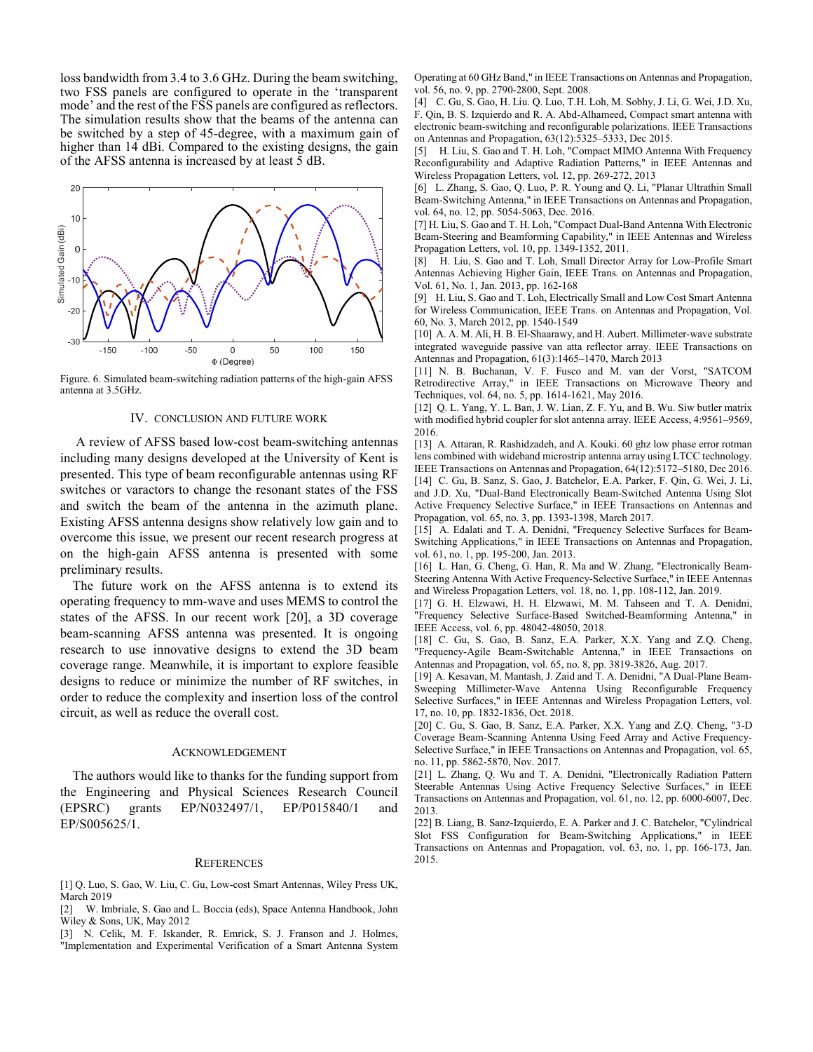loss bandwidth from 3.4 to 3.6 GHz. During the beam switching, two FSS panels are configured to operate in the 'transparent mode' and the rest of the FSS panels are configured as reflectors. The simulation results show that the beams of the antenna can be switched by a step of 45-degree, with a maximum gain of higher than 14 dBi. Compared to the existing designs, the gain of the AFSS antenna is increased by at least 5 dB.

Simulated Gain (dBi)
20
10
0
-10
-20
-30
-150 -100 -50 0 50 100 150
Φ (Degree)

Figure. 6. Simulated beam-switching radiation patterns of the high-gain AFSS antenna at 3.5GHz.

## IV. CONCLUSION AND FUTURE WORK

A review of AFSS based low-cost beam-switching antennas including many designs developed at the University of Kent is presented. This type of beam reconfigurable antennas using RF switches or varactors to change the resonant states of the FSS and switch the beam of the antenna in the azimuth plane. Existing AFSS antenna designs show relatively low gain and to overcome this issue, we present our recent research progress at on the high-gain AFSS antenna is presented with some preliminary results.

The future work on the AFSS antenna is to extend its operating frequency to mm-wave and uses MEMS to control the states of the AFSS. In our recent work [20], a 3D coverage beam-scanning AFSS antenna was presented. It is ongoing research to use innovative designs to extend the 3D beam coverage range. Meanwhile, it is important to explore feasible designs to reduce or minimize the number of RF switches, in order to reduce the complexity and insertion loss of the control circuit, as well as reduce the overall cost.

## ACKNOWLEDGEMENT

The authors would like to thanks for the funding support from the Engineering and Physical Sciences Research Council (EPSRC) grants EP/N032497/1, EP/P015840/1 and EP/S005625/1.

## REFERENCES

[1] Q. Luo, S. Gao, W. Liu, C. Gu, Low-cost Smart Antennas, Wiley Press UK, March 2019

[2] W. Imbriale, S. Gao and L. Boccia (eds), Space Antenna Handbook, John Wiley & Sons, UK, May 2012

[3] N. Celik, M. F. Iskander, R. Emrick, S. J. Franson and J. Holmes, "Implementation and Experimental Verification of a Smart Antenna System Operating at 60 GHz Band," in IEEE Transactions on Antennas and Propagation, vol. 56, no. 9, pp. 2790-2800, Sept. 2008.

[4] C. Gu, S. Gao, H. Liu. Q. Luo, T.H. Loh, M. Sobhy, J. Li, G. Wei, J.D. Xu, F. Qin, B. S. Izquierdo and R. A. Abd-Alhameed, Compact smart antenna with electronic beam-switching and reconfigurable polarizations. IEEE Transactions on Antennas and Propagation, 63(12):5325–5333, Dec 2015.

[5] H. Liu, S. Gao and T. H. Loh, "Compact MIMO Antenna With Frequency Reconfigurability and Adaptive Radiation Patterns," in IEEE Antennas and Wireless Propagation Letters, vol. 12, pp. 269-272, 2013

[6] L. Zhang, S. Gao, Q. Luo, P. R. Young and Q. Li, "Planar Ultrathin Small Beam-Switching Antenna," in IEEE Transactions on Antennas and Propagation, vol. 64, no. 12, pp. 5054-5063, Dec. 2016.

[7] H. Liu, S. Gao and T. H. Loh, "Compact Dual-Band Antenna With Electronic Beam-Steering and Beamforming Capability," in IEEE Antennas and Wireless Propagation Letters, vol. 10, pp. 1349-1352, 2011.

[8] H. Liu, S. Gao and T. Loh, Small Director Array for Low-Profile Smart Antennas Achieving Higher Gain, IEEE Trans. on Antennas and Propagation, Vol. 61, No. 1, Jan. 2013, pp. 162-168

[9] H. Liu, S. Gao and T. Loh, Electrically Small and Low Cost Smart Antenna for Wireless Communication, IEEE Trans. on Antennas and Propagation, Vol. 60, No. 3, March 2012, pp. 1540-1549

[10] A. A. M. Ali, H. B. El-Shaarawy, and H. Aubert. Millimeter-wave substrate integrated waveguide passive van atta reflector array. IEEE Transactions on Antennas and Propagation, 61(3):1465–1470, March 2013

[11] N. B. Buchanan, V. F. Fusco and M. van der Vorst, "SATCOM Retrodirective Array," in IEEE Transactions on Microwave Theory and Techniques, vol. 64, no. 5, pp. 1614-1621, May 2016.

[12] Q. L. Yang, Y. L. Ban, J. W. Lian, Z. F. Yu, and B. Wu. Siw butler matrix with modified hybrid coupler for slot antenna array. IEEE Access, 4:9561–9569, 2016.

[13] A. Attaran, R. Rashidzadeh, and A. Kouki. 60 ghz low phase error rotman lens combined with wideband microstrip antenna array using LTCC technology. IEEE Transactions on Antennas and Propagation, 64(12):5172–5180, Dec 2016.

[14] C. Gu, B. Sanz, S. Gao, J. Batchelor, E.A. Parker, F. Qin, G. Wei, J. Li, and J.D. Xu, "Dual-Band Electronically Beam-Switched Antenna Using Slot Active Frequency Selective Surface," in IEEE Transactions on Antennas and Propagation, vol. 65, no. 3, pp. 1393-1398, March 2017.

[15] A. Edalati and T. A. Denidni, "Frequency Selective Surfaces for Beam-Switching Applications," in IEEE Transactions on Antennas and Propagation, vol. 61, no. 1, pp. 195-200, Jan. 2013.

[16] L. Han, G. Cheng, G. Han, R. Ma and W. Zhang, "Electronically Beam-Steering Antenna With Active Frequency-Selective Surface," in IEEE Antennas and Wireless Propagation Letters, vol. 18, no. 1, pp. 108-112, Jan. 2019.

[17] G. H. Elzwawi, H. H. Elzwawi, M. M. Tahseen and T. A. Denidni, "Frequency Selective Surface-Based Switched-Beamforming Antenna," in IEEE Access, vol. 6, pp. 48042-48050, 2018.

[18] C. Gu, S. Gao, B. Sanz, E.A. Parker, X.X. Yang and Z.Q. Cheng, "Frequency-Agile Beam-Switchable Antenna," in IEEE Transactions on Antennas and Propagation, vol. 65, no. 8, pp. 3819-3826, Aug. 2017.

[19] A. Kesavan, M. Mantash, J. Zaid and T. A. Denidni, "A Dual-Plane Beam-Sweeping Millimeter-Wave Antenna Using Reconfigurable Frequency Selective Surfaces," in IEEE Antennas and Wireless Propagation Letters, vol. 17, no. 10, pp. 1832-1836, Oct. 2018.

[20] C. Gu, S. Gao, B. Sanz, E.A. Parker, X.X. Yang and Z.Q. Cheng, "3-D Coverage Beam-Scanning Antenna Using Feed Array and Active Frequency-Selective Surface," in IEEE Transactions on Antennas and Propagation, vol. 65, no. 11, pp. 5862-5870, Nov. 2017.

[21] L. Zhang, Q. Wu and T. A. Denidni, "Electronically Radiation Pattern Steerable Antennas Using Active Frequency Selective Surfaces," in IEEE Transactions on Antennas and Propagation, vol. 61, no. 12, pp. 6000-6007, Dec. 2013.

[22] B. Liang, B. Sanz-Izquierdo, E. A. Parker and J. C. Batchelor, "Cylindrical Slot FSS Configuration for Beam-Switching Applications," in IEEE Transactions on Antennas and Propagation, vol. 63, no. 1, pp. 166-173, Jan. 2015.